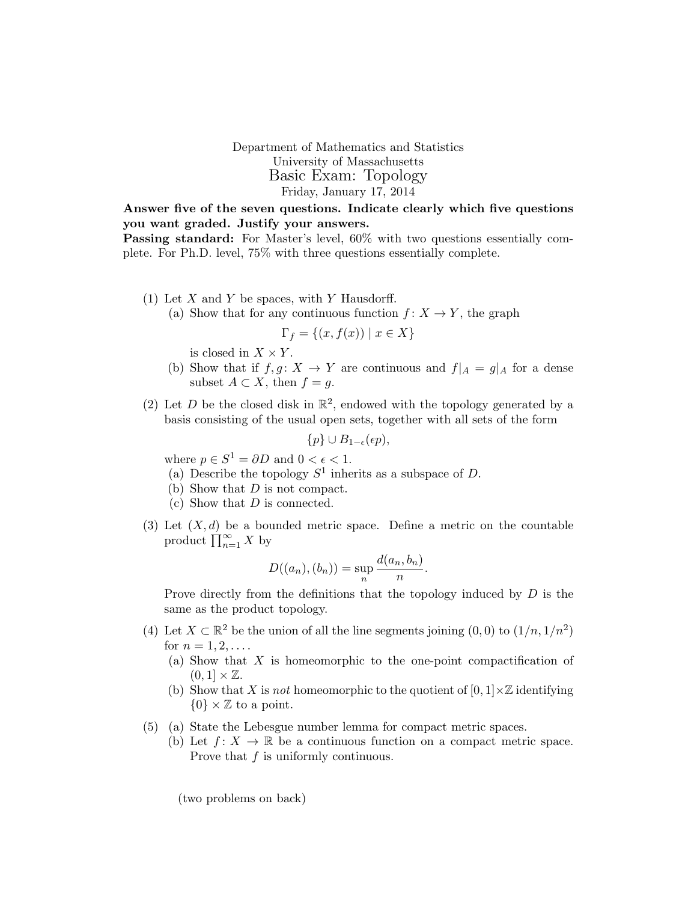Department of Mathematics and Statistics
University of Massachusetts

# Basic Exam: Topology

Friday, January 17, 2014

**Answer five of the seven questions. Indicate clearly which five questions you want graded. Justify your answers.**

**Passing standard:** For Master's level, 60% with two questions essentially complete. For Ph.D. level, 75% with three questions essentially complete.

(1) Let $X$ and $Y$ be spaces, with $Y$ Hausdorff.

(a) Show that for any continuous function $f\colon X \to Y$, the graph

$$\Gamma_f = \{(x, f(x)) \mid x \in X\}$$

is closed in $X \times Y$.

(b) Show that if $f, g\colon X \to Y$ are continuous and $f|_A = g|_A$ for a dense subset $A \subset X$, then $f = g$.

(2) Let $D$ be the closed disk in $\mathbb{R}^2$, endowed with the topology generated by a basis consisting of the usual open sets, together with all sets of the form

$$\{p\} \cup B_{1-\epsilon}(\epsilon p),$$

where $p \in S^1 = \partial D$ and $0 < \epsilon < 1$.

(a) Describe the topology $S^1$ inherits as a subspace of $D$.

(b) Show that $D$ is not compact.

(c) Show that $D$ is connected.

(3) Let $(X, d)$ be a bounded metric space. Define a metric on the countable product $\prod_{n=1}^{\infty} X$ by

$$D((a_n), (b_n)) = \sup_n \frac{d(a_n, b_n)}{n}.$$

Prove directly from the definitions that the topology induced by $D$ is the same as the product topology.

(4) Let $X \subset \mathbb{R}^2$ be the union of all the line segments joining $(0, 0)$ to $(1/n, 1/n^2)$ for $n = 1, 2, \ldots$.

(a) Show that $X$ is homeomorphic to the one-point compactification of $(0, 1] \times \mathbb{Z}$.

(b) Show that $X$ is *not* homeomorphic to the quotient of $[0, 1] \times \mathbb{Z}$ identifying $\{0\} \times \mathbb{Z}$ to a point.

(5) (a) State the Lebesgue number lemma for compact metric spaces.

(b) Let $f\colon X \to \mathbb{R}$ be a continuous function on a compact metric space. Prove that $f$ is uniformly continuous.

(two problems on back)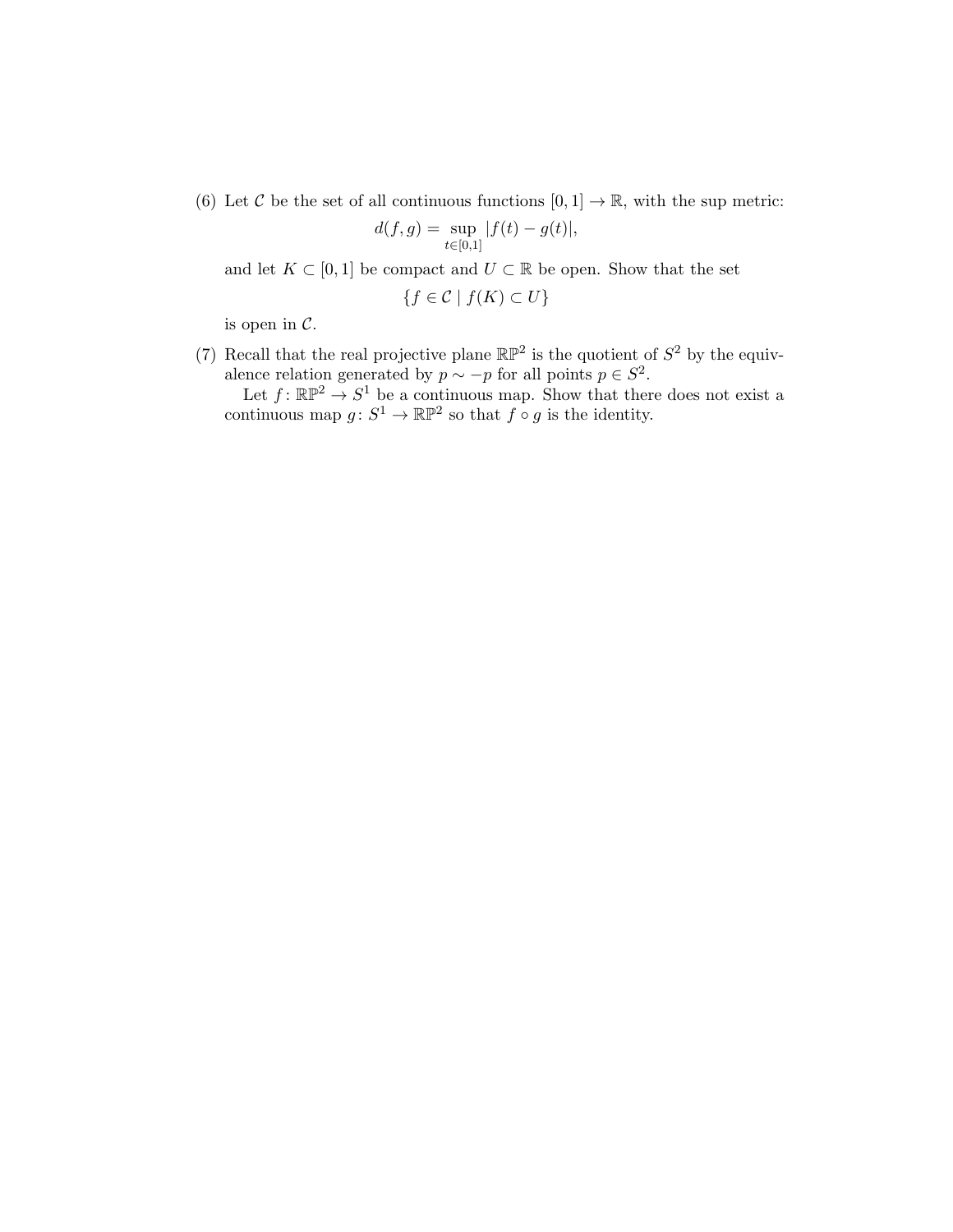(6) Let $\mathcal{C}$ be the set of all continuous functions $[0,1] \to \mathbb{R}$, with the sup metric:

$$d(f,g) = \sup_{t \in [0,1]} |f(t) - g(t)|,$$

and let $K \subset [0,1]$ be compact and $U \subset \mathbb{R}$ be open. Show that the set

$$\{f \in \mathcal{C} \mid f(K) \subset U\}$$

is open in $\mathcal{C}$.

(7) Recall that the real projective plane $\mathbb{RP}^2$ is the quotient of $S^2$ by the equivalence relation generated by $p \sim -p$ for all points $p \in S^2$.

Let $f \colon \mathbb{RP}^2 \to S^1$ be a continuous map. Show that there does not exist a continuous map $g \colon S^1 \to \mathbb{RP}^2$ so that $f \circ g$ is the identity.